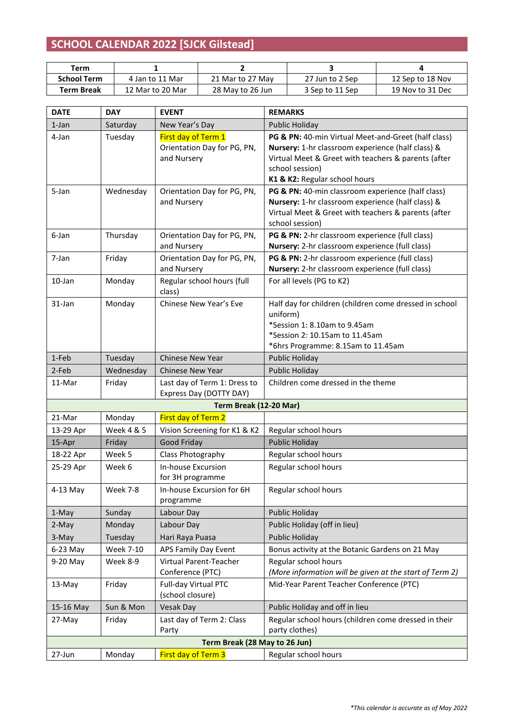# SCHOOL CALENDAR 2022 [SJCK Gilstead]

| Term | 1 | 2 | 3 | 4 |
|---|---|---|---|---|
| School Term | 4 Jan to 11 Mar | 21 Mar to 27 May | 27 Jun to 2 Sep | 12 Sep to 18 Nov |
| Term Break | 12 Mar to 20 Mar | 28 May to 26 Jun | 3 Sep to 11 Sep | 19 Nov to 31 Dec |

| DATE | DAY | EVENT | REMARKS |
|---|---|---|---|
| 1-Jan | Saturday | New Year's Day | Public Holiday |
| 4-Jan | Tuesday | First day of Term 1<br>Orientation Day for PG, PN, and Nursery | **PG & PN:** 40-min Virtual Meet-and-Greet (half class)<br>**Nursery:** 1-hr classroom experience (half class) & Virtual Meet & Greet with teachers & parents (after school session)<br>**K1 & K2:** Regular school hours |
| 5-Jan | Wednesday | Orientation Day for PG, PN, and Nursery | **PG & PN:** 40-min classroom experience (half class)<br>**Nursery:** 1-hr classroom experience (half class) & Virtual Meet & Greet with teachers & parents (after school session) |
| 6-Jan | Thursday | Orientation Day for PG, PN, and Nursery | **PG & PN:** 2-hr classroom experience (full class)<br>**Nursery:** 2-hr classroom experience (full class) |
| 7-Jan | Friday | Orientation Day for PG, PN, and Nursery | **PG & PN:** 2-hr classroom experience (full class)<br>**Nursery:** 2-hr classroom experience (full class) |
| 10-Jan | Monday | Regular school hours (full class) | For all levels (PG to K2) |
| 31-Jan | Monday | Chinese New Year's Eve | Half day for children (children come dressed in school uniform)<br>*Session 1: 8.10am to 9.45am<br>*Session 2: 10.15am to 11.45am<br>*6hrs Programme: 8.15am to 11.45am |
| 1-Feb | Tuesday | Chinese New Year | Public Holiday |
| 2-Feb | Wednesday | Chinese New Year | Public Holiday |
| 11-Mar | Friday | Last day of Term 1: Dress to Express Day (DOTTY DAY) | Children come dressed in the theme |
| **Term Break (12-20 Mar)** | | | |
| 21-Mar | Monday | First day of Term 2 | |
| 13-29 Apr | Week 4 & 5 | Vision Screening for K1 & K2 | Regular school hours |
| 15-Apr | Friday | Good Friday | Public Holiday |
| 18-22 Apr | Week 5 | Class Photography | Regular school hours |
| 25-29 Apr | Week 6 | In-house Excursion for 3H programme | Regular school hours |
| 4-13 May | Week 7-8 | In-house Excursion for 6H programme | Regular school hours |
| 1-May | Sunday | Labour Day | Public Holiday |
| 2-May | Monday | Labour Day | Public Holiday (off in lieu) |
| 3-May | Tuesday | Hari Raya Puasa | Public Holiday |
| 6-23 May | Week 7-10 | APS Family Day Event | Bonus activity at the Botanic Gardens on 21 May |
| 9-20 May | Week 8-9 | Virtual Parent-Teacher Conference (PTC) | Regular school hours<br>*(More information will be given at the start of Term 2)* |
| 13-May | Friday | Full-day Virtual PTC (school closure) | Mid-Year Parent Teacher Conference (PTC) |
| 15-16 May | Sun & Mon | Vesak Day | Public Holiday and off in lieu |
| 27-May | Friday | Last day of Term 2: Class Party | Regular school hours (children come dressed in their party clothes) |
| **Term Break (28 May to 26 Jun)** | | | |
| 27-Jun | Monday | First day of Term 3 | Regular school hours |

*\*This calendar is accurate as of May 2022*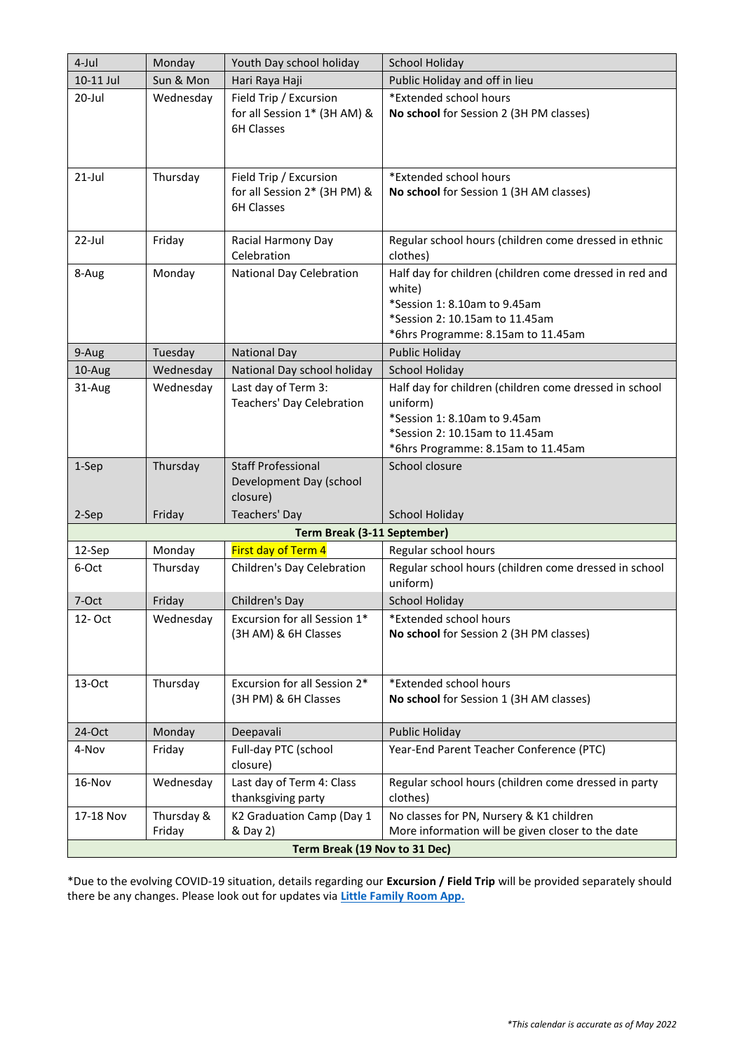| | | | |
|---|---|---|---|
| 4-Jul | Monday | Youth Day school holiday | School Holiday |
| 10-11 Jul | Sun & Mon | Hari Raya Haji | Public Holiday and off in lieu |
| 20-Jul | Wednesday | Field Trip / Excursion for all Session 1* (3H AM) & 6H Classes | *Extended school hours<br>**No school** for Session 2 (3H PM classes) |
| 21-Jul | Thursday | Field Trip / Excursion for all Session 2* (3H PM) & 6H Classes | *Extended school hours<br>**No school** for Session 1 (3H AM classes) |
| 22-Jul | Friday | Racial Harmony Day Celebration | Regular school hours (children come dressed in ethnic clothes) |
| 8-Aug | Monday | National Day Celebration | Half day for children (children come dressed in red and white)<br>*Session 1: 8.10am to 9.45am<br>*Session 2: 10.15am to 11.45am<br>*6hrs Programme: 8.15am to 11.45am |
| 9-Aug | Tuesday | National Day | Public Holiday |
| 10-Aug | Wednesday | National Day school holiday | School Holiday |
| 31-Aug | Wednesday | Last day of Term 3: Teachers' Day Celebration | Half day for children (children come dressed in school uniform)<br>*Session 1: 8.10am to 9.45am<br>*Session 2: 10.15am to 11.45am<br>*6hrs Programme: 8.15am to 11.45am |
| 1-Sep | Thursday | Staff Professional Development Day (school closure) | School closure |
| 2-Sep | Friday | Teachers' Day | School Holiday |
| **Term Break (3-11 September)** | | | |
| 12-Sep | Monday | First day of Term 4 | Regular school hours |
| 6-Oct | Thursday | Children's Day Celebration | Regular school hours (children come dressed in school uniform) |
| 7-Oct | Friday | Children's Day | School Holiday |
| 12- Oct | Wednesday | Excursion for all Session 1* (3H AM) & 6H Classes | *Extended school hours<br>**No school** for Session 2 (3H PM classes) |
| 13-Oct | Thursday | Excursion for all Session 2* (3H PM) & 6H Classes | *Extended school hours<br>**No school** for Session 1 (3H AM classes) |
| 24-Oct | Monday | Deepavali | Public Holiday |
| 4-Nov | Friday | Full-day PTC (school closure) | Year-End Parent Teacher Conference (PTC) |
| 16-Nov | Wednesday | Last day of Term 4: Class thanksgiving party | Regular school hours (children come dressed in party clothes) |
| 17-18 Nov | Thursday & Friday | K2 Graduation Camp (Day 1 & Day 2) | No classes for PN, Nursery & K1 children<br>More information will be given closer to the date |
| **Term Break (19 Nov to 31 Dec)** | | | |

*Due to the evolving COVID-19 situation, details regarding our **Excursion / Field Trip** will be provided separately should there be any changes. Please look out for updates via **Little Family Room App.**

*This calendar is accurate as of May 2022*